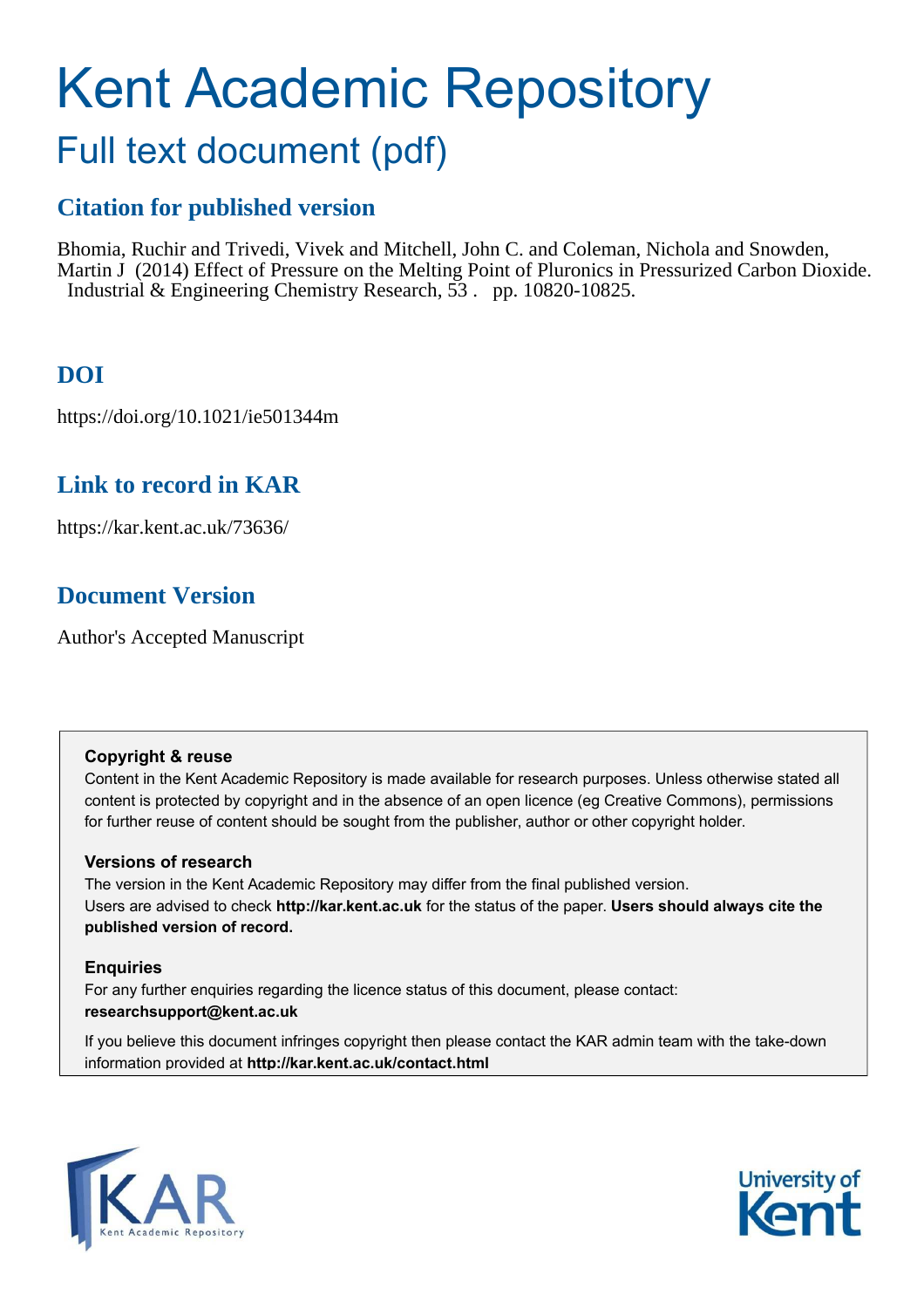# Kent Academic Repository

## Full text document (pdf)

## Citation for published version

Bhomia, Ruchir and Trivedi, Vivek and Mitchell, John C. and Coleman, Nichola and Snowden, Martin J (2014) Effect of Pressure on the Melting Point of Pluronics in Pressurized Carbon Dioxide. Industrial & Engineering Chemistry Research, 53 . pp. 10820-10825.

## DOI

https://doi.org/10.1021/ie501344m

## Link to record in KAR

https://kar.kent.ac.uk/73636/

## Document Version

Author's Accepted Manuscript

**Copyright & reuse**

Content in the Kent Academic Repository is made available for research purposes. Unless otherwise stated all content is protected by copyright and in the absence of an open licence (eg Creative Commons), permissions for further reuse of content should be sought from the publisher, author or other copyright holder.

**Versions of research**

The version in the Kent Academic Repository may differ from the final published version.
Users are advised to check **http://kar.kent.ac.uk** for the status of the paper. **Users should always cite the published version of record.**

**Enquiries**

For any further enquiries regarding the licence status of this document, please contact:
**researchsupport@kent.ac.uk**

If you believe this document infringes copyright then please contact the KAR admin team with the take-down information provided at **http://kar.kent.ac.uk/contact.html**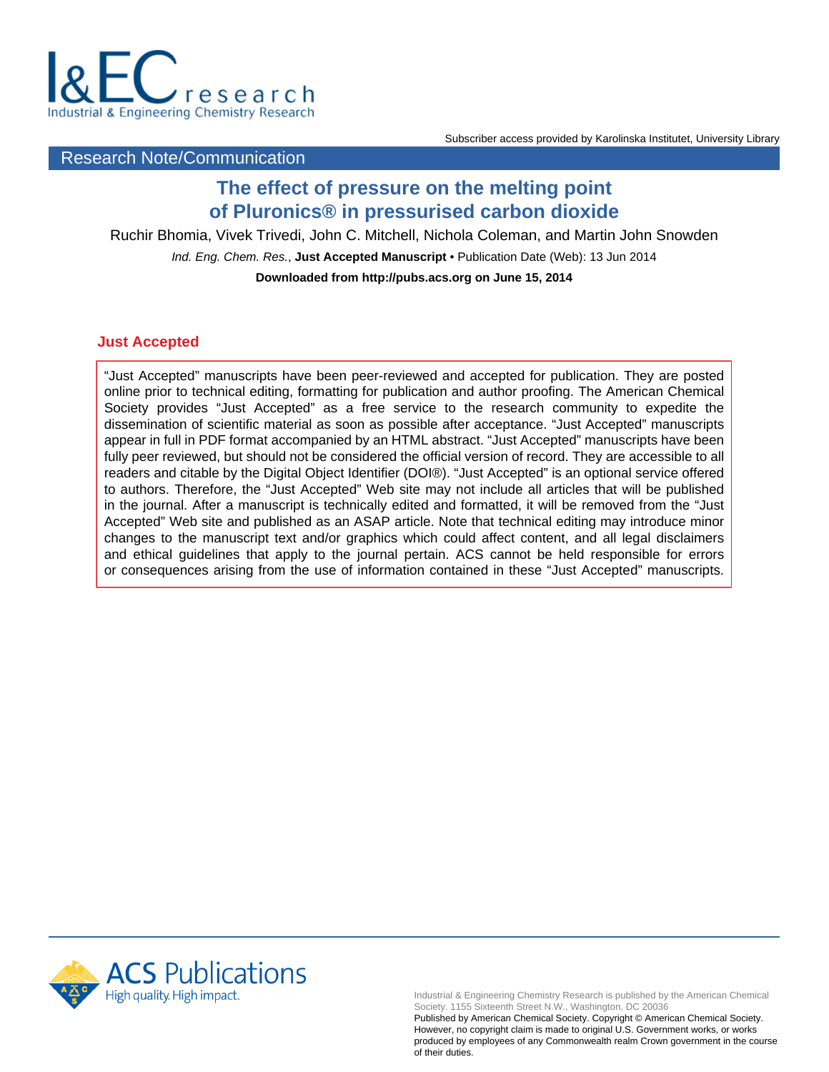Research Note/Communication

# The effect of pressure on the melting point of Pluronics® in pressurised carbon dioxide

Ruchir Bhomia, Vivek Trivedi, John C. Mitchell, Nichola Coleman, and Martin John Snowden

*Ind. Eng. Chem. Res.*, **Just Accepted Manuscript** • Publication Date (Web): 13 Jun 2014

**Downloaded from http://pubs.acs.org on June 15, 2014**

## Just Accepted

"Just Accepted" manuscripts have been peer-reviewed and accepted for publication. They are posted online prior to technical editing, formatting for publication and author proofing. The American Chemical Society provides "Just Accepted" as a free service to the research community to expedite the dissemination of scientific material as soon as possible after acceptance. "Just Accepted" manuscripts appear in full in PDF format accompanied by an HTML abstract. "Just Accepted" manuscripts have been fully peer reviewed, but should not be considered the official version of record. They are accessible to all readers and citable by the Digital Object Identifier (DOI®). "Just Accepted" is an optional service offered to authors. Therefore, the "Just Accepted" Web site may not include all articles that will be published in the journal. After a manuscript is technically edited and formatted, it will be removed from the "Just Accepted" Web site and published as an ASAP article. Note that technical editing may introduce minor changes to the manuscript text and/or graphics which could affect content, and all legal disclaimers and ethical guidelines that apply to the journal pertain. ACS cannot be held responsible for errors or consequences arising from the use of information contained in these "Just Accepted" manuscripts.

Industrial & Engineering Chemistry Research is published by the American Chemical Society. 1155 Sixteenth Street N.W., Washington, DC 20036
Published by American Chemical Society. Copyright © American Chemical Society. However, no copyright claim is made to original U.S. Government works, or works produced by employees of any Commonwealth realm Crown government in the course of their duties.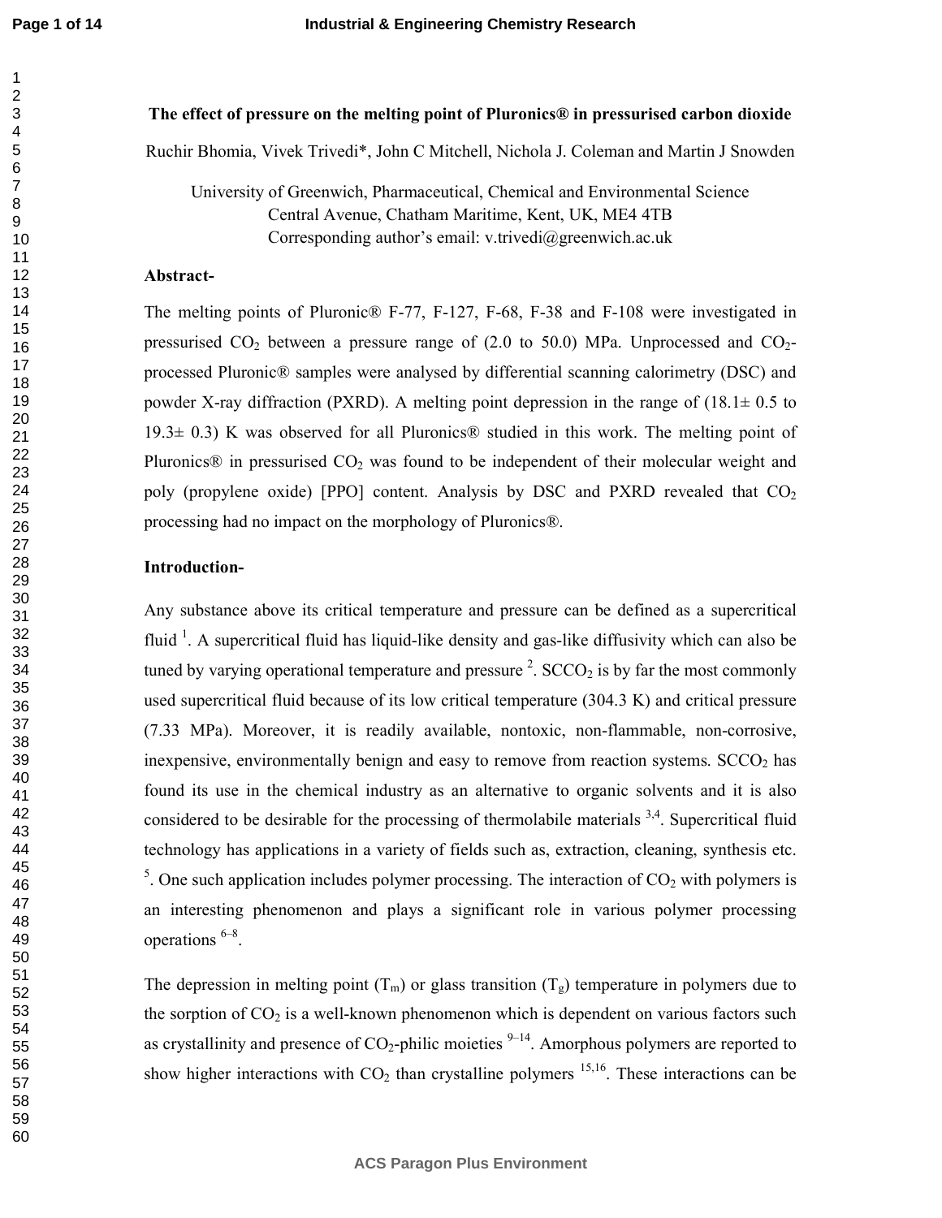# The effect of pressure on the melting point of Pluronics® in pressurised carbon dioxide

Ruchir Bhomia, Vivek Trivedi*, John C Mitchell, Nichola J. Coleman and Martin J Snowden

University of Greenwich, Pharmaceutical, Chemical and Environmental Science
Central Avenue, Chatham Maritime, Kent, UK, ME4 4TB
Corresponding author's email: v.trivedi@greenwich.ac.uk

**Abstract-**

The melting points of Pluronic® F-77, F-127, F-68, F-38 and F-108 were investigated in pressurised $CO_2$ between a pressure range of (2.0 to 50.0) MPa. Unprocessed and $CO_2$-processed Pluronic® samples were analysed by differential scanning calorimetry (DSC) and powder X-ray diffraction (PXRD). A melting point depression in the range of (18.1± 0.5 to 19.3± 0.3) K was observed for all Pluronics® studied in this work. The melting point of Pluronics® in pressurised $CO_2$ was found to be independent of their molecular weight and poly (propylene oxide) [PPO] content. Analysis by DSC and PXRD revealed that $CO_2$ processing had no impact on the morphology of Pluronics®.

**Introduction-**

Any substance above its critical temperature and pressure can be defined as a supercritical fluid [1]. A supercritical fluid has liquid-like density and gas-like diffusivity which can also be tuned by varying operational temperature and pressure [2]. $SCCO_2$ is by far the most commonly used supercritical fluid because of its low critical temperature (304.3 K) and critical pressure (7.33 MPa). Moreover, it is readily available, nontoxic, non-flammable, non-corrosive, inexpensive, environmentally benign and easy to remove from reaction systems. $SCCO_2$ has found its use in the chemical industry as an alternative to organic solvents and it is also considered to be desirable for the processing of thermolabile materials [3,4]. Supercritical fluid technology has applications in a variety of fields such as, extraction, cleaning, synthesis etc. [5]. One such application includes polymer processing. The interaction of $CO_2$ with polymers is an interesting phenomenon and plays a significant role in various polymer processing operations [6–8].

The depression in melting point ($T_m$) or glass transition ($T_g$) temperature in polymers due to the sorption of $CO_2$ is a well-known phenomenon which is dependent on various factors such as crystallinity and presence of $CO_2$-philic moieties [9–14]. Amorphous polymers are reported to show higher interactions with $CO_2$ than crystalline polymers [15,16]. These interactions can be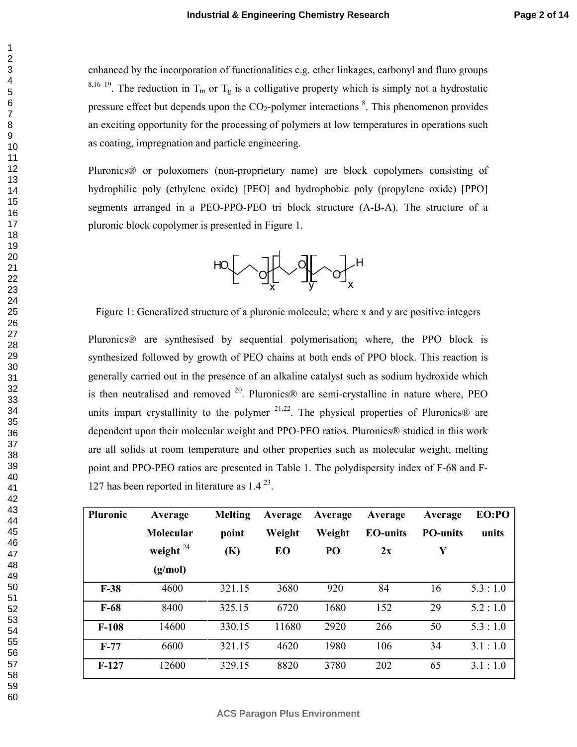enhanced by the incorporation of functionalities e.g. ether linkages, carbonyl and fluro groups [8,16–19]. The reduction in $T_m$ or $T_g$ is a colligative property which is simply not a hydrostatic pressure effect but depends upon the $CO_2$-polymer interactions [8]. This phenomenon provides an exciting opportunity for the processing of polymers at low temperatures in operations such as coating, impregnation and particle engineering.

Pluronics® or poloxomers (non-proprietary name) are block copolymers consisting of hydrophilic poly (ethylene oxide) [PEO] and hydrophobic poly (propylene oxide) [PPO] segments arranged in a PEO-PPO-PEO tri block structure (A-B-A). The structure of a pluronic block copolymer is presented in Figure 1.

Figure 1: Generalized structure of a pluronic molecule; where x and y are positive integers

Pluronics® are synthesised by sequential polymerisation; where, the PPO block is synthesized followed by growth of PEO chains at both ends of PPO block. This reaction is generally carried out in the presence of an alkaline catalyst such as sodium hydroxide which is then neutralised and removed [20]. Pluronics® are semi-crystalline in nature where, PEO units impart crystallinity to the polymer [21,22]. The physical properties of Pluronics® are dependent upon their molecular weight and PPO-PEO ratios. Pluronics® studied in this work are all solids at room temperature and other properties such as molecular weight, melting point and PPO-PEO ratios are presented in Table 1. The polydispersity index of F-68 and F-127 has been reported in literature as 1.4 [23].

| Pluronic | Average Molecular weight [24] (g/mol) | Melting point (K) | Average Weight EO | Average Weight PO | Average EO-units 2x | Average PO-units Y | EO:PO units |
|---|---|---|---|---|---|---|---|
| F-38 | 4600 | 321.15 | 3680 | 920 | 84 | 16 | 5.3 : 1.0 |
| F-68 | 8400 | 325.15 | 6720 | 1680 | 152 | 29 | 5.2 : 1.0 |
| F-108 | 14600 | 330.15 | 11680 | 2920 | 266 | 50 | 5.3 : 1.0 |
| F-77 | 6600 | 321.15 | 4620 | 1980 | 106 | 34 | 3.1 : 1.0 |
| F-127 | 12600 | 329.15 | 8820 | 3780 | 202 | 65 | 3.1 : 1.0 |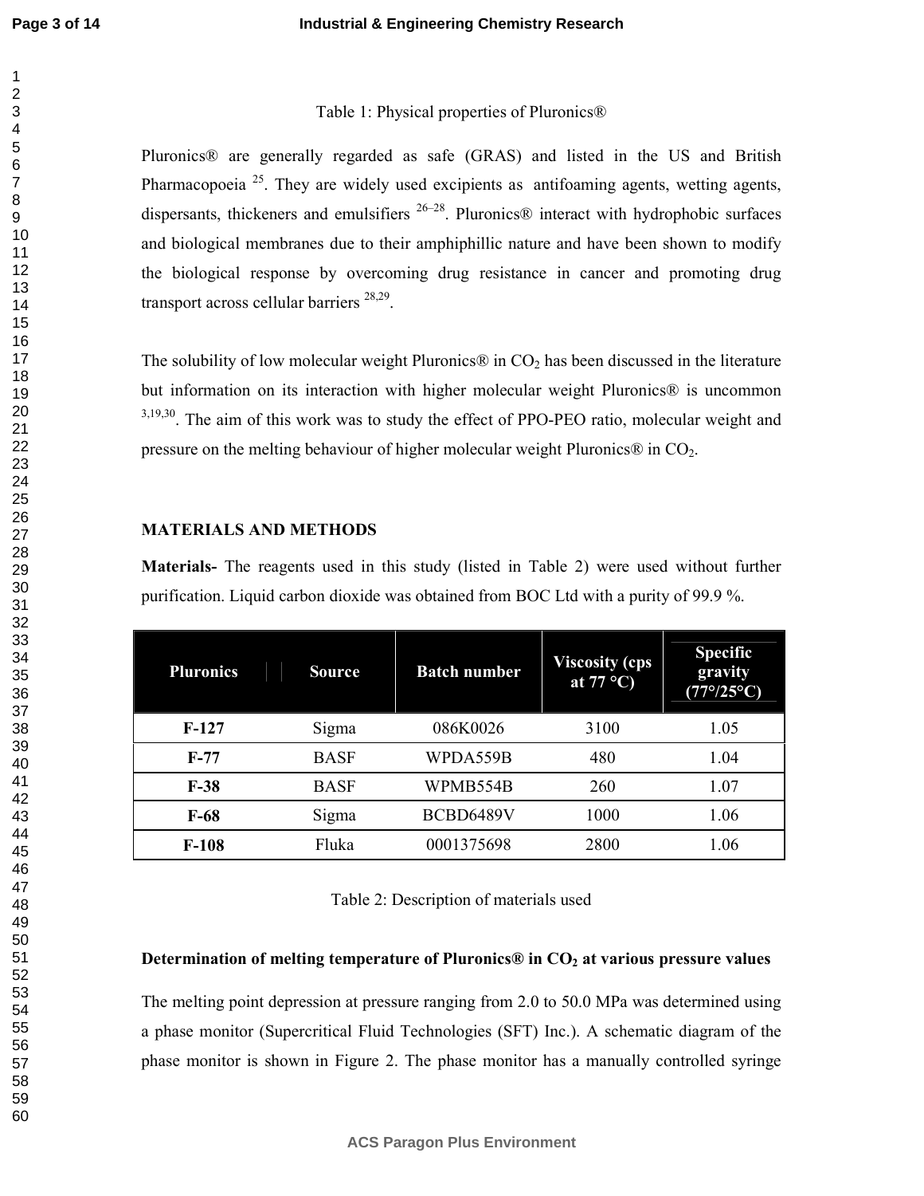Table 1: Physical properties of Pluronics®

Pluronics® are generally regarded as safe (GRAS) and listed in the US and British Pharmacopoeia [25]. They are widely used excipients as antifoaming agents, wetting agents, dispersants, thickeners and emulsifiers [26–28]. Pluronics® interact with hydrophobic surfaces and biological membranes due to their amphiphillic nature and have been shown to modify the biological response by overcoming drug resistance in cancer and promoting drug transport across cellular barriers [28,29].

The solubility of low molecular weight Pluronics® in $CO_2$ has been discussed in the literature but information on its interaction with higher molecular weight Pluronics® is uncommon [3,19,30]. The aim of this work was to study the effect of PPO-PEO ratio, molecular weight and pressure on the melting behaviour of higher molecular weight Pluronics® in $CO_2$.

## MATERIALS AND METHODS

**Materials-** The reagents used in this study (listed in Table 2) were used without further purification. Liquid carbon dioxide was obtained from BOC Ltd with a purity of 99.9 %.

| Pluronics | Source | Batch number | Viscosity (cps at 77 °C) | Specific gravity (77°/25°C) |
|---|---|---|---|---|
| **F-127** | Sigma | 086K0026 | 3100 | 1.05 |
| **F-77** | BASF | WPDA559B | 480 | 1.04 |
| **F-38** | BASF | WPMB554B | 260 | 1.07 |
| **F-68** | Sigma | BCBD6489V | 1000 | 1.06 |
| **F-108** | Fluka | 0001375698 | 2800 | 1.06 |

Table 2: Description of materials used

### Determination of melting temperature of Pluronics® in $CO_2$ at various pressure values

The melting point depression at pressure ranging from 2.0 to 50.0 MPa was determined using a phase monitor (Supercritical Fluid Technologies (SFT) Inc.). A schematic diagram of the phase monitor is shown in Figure 2. The phase monitor has a manually controlled syringe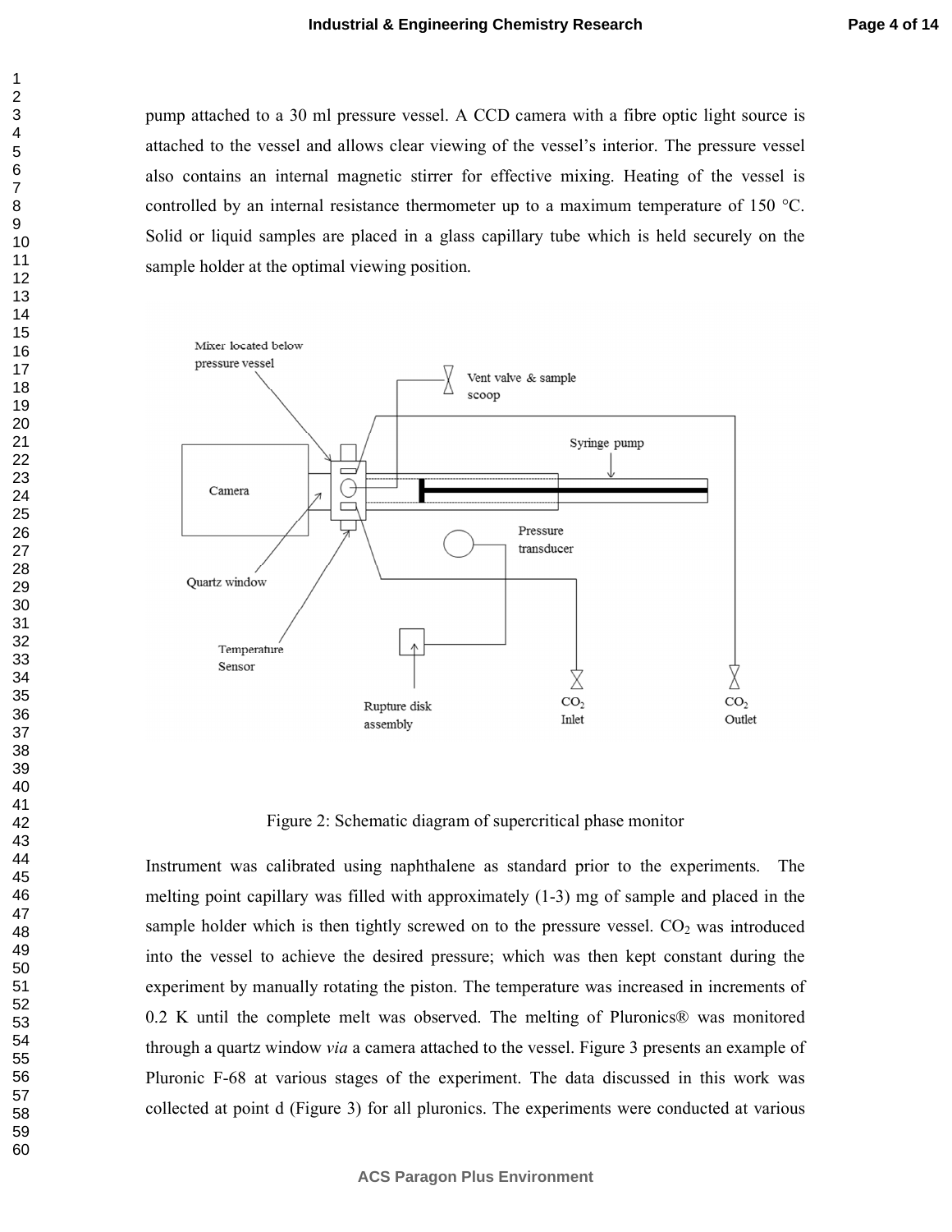pump attached to a 30 ml pressure vessel. A CCD camera with a fibre optic light source is attached to the vessel and allows clear viewing of the vessel's interior. The pressure vessel also contains an internal magnetic stirrer for effective mixing. Heating of the vessel is controlled by an internal resistance thermometer up to a maximum temperature of 150 °C. Solid or liquid samples are placed in a glass capillary tube which is held securely on the sample holder at the optimal viewing position.

Figure 2: Schematic diagram of supercritical phase monitor

Instrument was calibrated using naphthalene as standard prior to the experiments. The melting point capillary was filled with approximately (1-3) mg of sample and placed in the sample holder which is then tightly screwed on to the pressure vessel. $CO_2$ was introduced into the vessel to achieve the desired pressure; which was then kept constant during the experiment by manually rotating the piston. The temperature was increased in increments of 0.2 K until the complete melt was observed. The melting of Pluronics® was monitored through a quartz window *via* a camera attached to the vessel. Figure 3 presents an example of Pluronic F-68 at various stages of the experiment. The data discussed in this work was collected at point d (Figure 3) for all pluronics. The experiments were conducted at various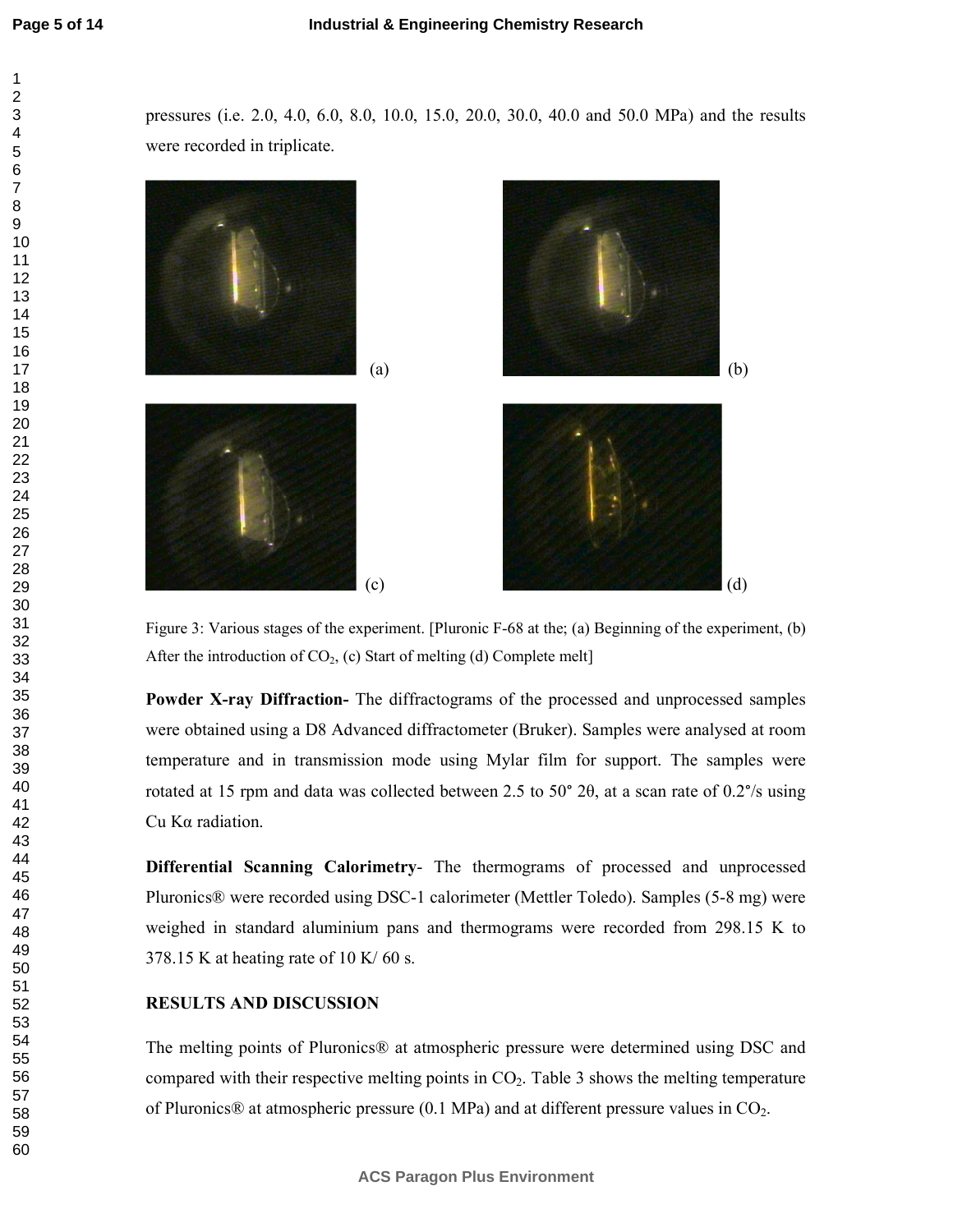pressures (i.e. 2.0, 4.0, 6.0, 8.0, 10.0, 15.0, 20.0, 30.0, 40.0 and 50.0 MPa) and the results were recorded in triplicate.

(a) (b)

(c) (d)

Figure 3: Various stages of the experiment. [Pluronic F-68 at the; (a) Beginning of the experiment, (b) After the introduction of $CO_2$, (c) Start of melting (d) Complete melt]

**Powder X-ray Diffraction-** The diffractograms of the processed and unprocessed samples were obtained using a D8 Advanced diffractometer (Bruker). Samples were analysed at room temperature and in transmission mode using Mylar film for support. The samples were rotated at 15 rpm and data was collected between 2.5 to 50° 2θ, at a scan rate of 0.2°/s using Cu Kα radiation.

**Differential Scanning Calorimetry**- The thermograms of processed and unprocessed Pluronics® were recorded using DSC-1 calorimeter (Mettler Toledo). Samples (5-8 mg) were weighed in standard aluminium pans and thermograms were recorded from 298.15 K to 378.15 K at heating rate of 10 K/ 60 s.

## RESULTS AND DISCUSSION

The melting points of Pluronics® at atmospheric pressure were determined using DSC and compared with their respective melting points in $CO_2$. Table 3 shows the melting temperature of Pluronics® at atmospheric pressure (0.1 MPa) and at different pressure values in $CO_2$.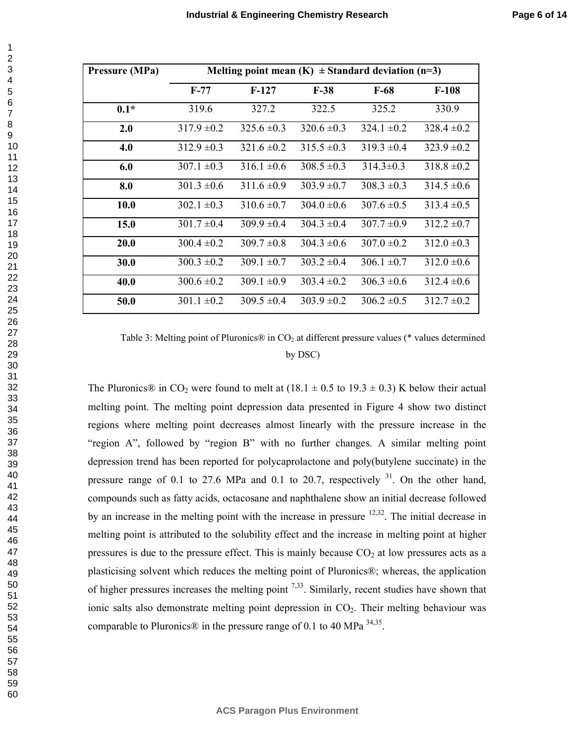| Pressure (MPa) | Melting point mean (K) ± Standard deviation (n=3) | | | | |
|---|---|---|---|---|---|
| | F-77 | F-127 | F-38 | F-68 | F-108 |
| **0.1*** | 319.6 | 327.2 | 322.5 | 325.2 | 330.9 |
| **2.0** | 317.9 ±0.2 | 325.6 ±0.3 | 320.6 ±0.3 | 324.1 ±0.2 | 328.4 ±0.2 |
| **4.0** | 312.9 ±0.3 | 321.6 ±0.2 | 315.5 ±0.3 | 319.3 ±0.4 | 323.9 ±0.2 |
| **6.0** | 307.1 ±0.3 | 316.1 ±0.6 | 308.5 ±0.3 | 314.3±0.3 | 318.8 ±0.2 |
| **8.0** | 301.3 ±0.6 | 311.6 ±0.9 | 303.9 ±0.7 | 308.3 ±0.3 | 314.5 ±0.6 |
| **10.0** | 302.1 ±0.3 | 310.6 ±0.7 | 304.0 ±0.6 | 307.6 ±0.5 | 313.4 ±0.5 |
| **15.0** | 301.7 ±0.4 | 309.9 ±0.4 | 304.3 ±0.4 | 307.7 ±0.9 | 312.2 ±0.7 |
| **20.0** | 300.4 ±0.2 | 309.7 ±0.8 | 304.3 ±0.6 | 307.0 ±0.2 | 312.0 ±0.3 |
| **30.0** | 300.3 ±0.2 | 309.1 ±0.7 | 303.2 ±0.4 | 306.1 ±0.7 | 312.0 ±0.6 |
| **40.0** | 300.6 ±0.2 | 309.1 ±0.9 | 303.4 ±0.2 | 306.3 ±0.6 | 312.4 ±0.6 |
| **50.0** | 301.1 ±0.2 | 309.5 ±0.4 | 303.9 ±0.2 | 306.2 ±0.5 | 312.7 ±0.2 |

Table 3: Melting point of Pluronics® in $CO_2$ at different pressure values (* values determined by DSC)

The Pluronics® in $CO_2$ were found to melt at (18.1 ± 0.5 to 19.3 ± 0.3) K below their actual melting point. The melting point depression data presented in Figure 4 show two distinct regions where melting point decreases almost linearly with the pressure increase in the "region A", followed by "region B" with no further changes. A similar melting point depression trend has been reported for polycaprolactone and poly(butylene succinate) in the pressure range of 0.1 to 27.6 MPa and 0.1 to 20.7, respectively [31]. On the other hand, compounds such as fatty acids, octacosane and naphthalene show an initial decrease followed by an increase in the melting point with the increase in pressure [12,32]. The initial decrease in melting point is attributed to the solubility effect and the increase in melting point at higher pressures is due to the pressure effect. This is mainly because $CO_2$ at low pressures acts as a plasticising solvent which reduces the melting point of Pluronics®; whereas, the application of higher pressures increases the melting point [7,33]. Similarly, recent studies have shown that ionic salts also demonstrate melting point depression in $CO_2$. Their melting behaviour was comparable to Pluronics® in the pressure range of 0.1 to 40 MPa [34,35].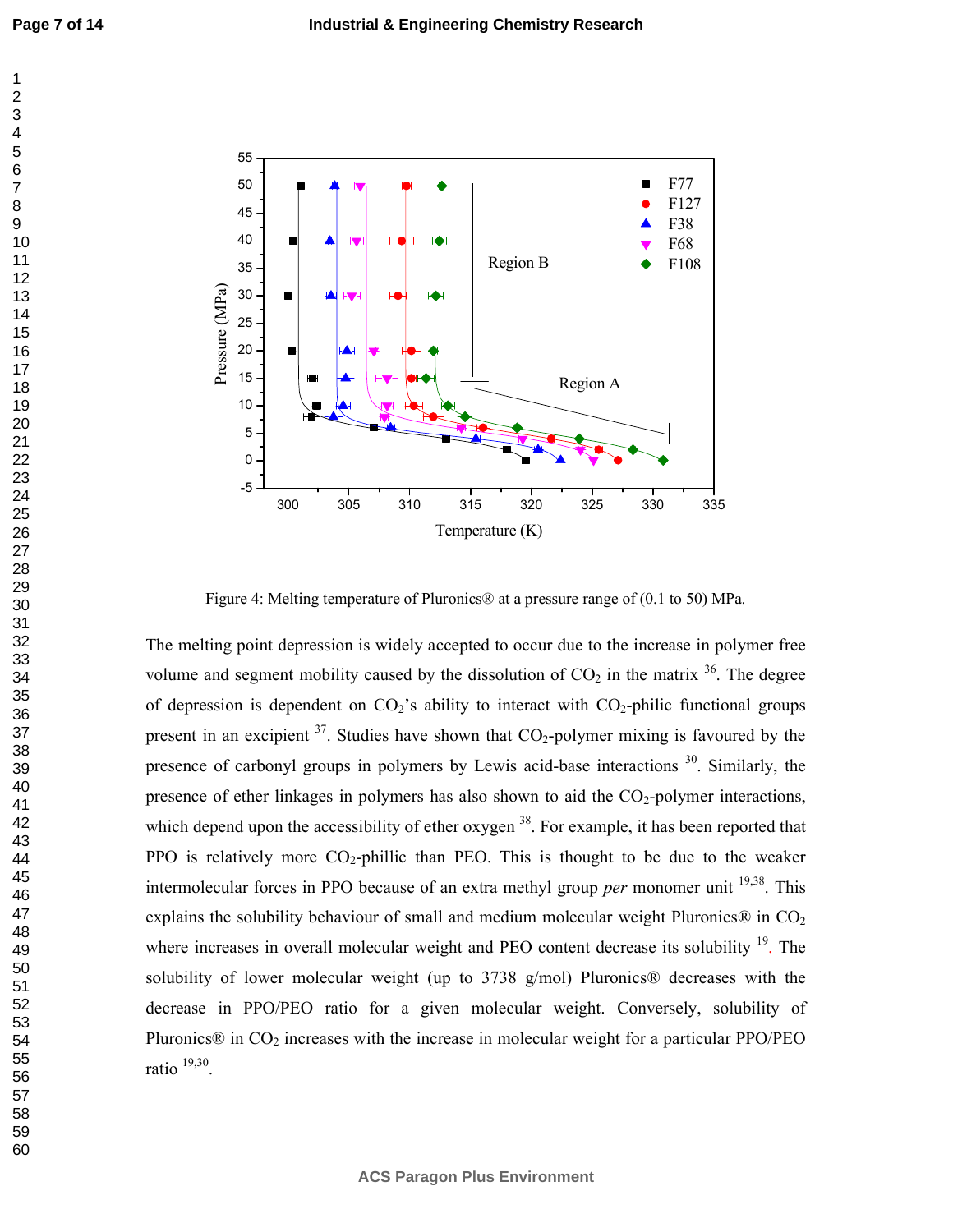Figure 4: Melting temperature of Pluronics® at a pressure range of (0.1 to 50) MPa.

The melting point depression is widely accepted to occur due to the increase in polymer free volume and segment mobility caused by the dissolution of $CO_2$ in the matrix [36]. The degree of depression is dependent on $CO_2$'s ability to interact with $CO_2$-philic functional groups present in an excipient [37]. Studies have shown that $CO_2$-polymer mixing is favoured by the presence of carbonyl groups in polymers by Lewis acid-base interactions [30]. Similarly, the presence of ether linkages in polymers has also shown to aid the $CO_2$-polymer interactions, which depend upon the accessibility of ether oxygen [38]. For example, it has been reported that PPO is relatively more $CO_2$-phillic than PEO. This is thought to be due to the weaker intermolecular forces in PPO because of an extra methyl group *per* monomer unit [19,38]. This explains the solubility behaviour of small and medium molecular weight Pluronics® in $CO_2$ where increases in overall molecular weight and PEO content decrease its solubility [19]. The solubility of lower molecular weight (up to 3738 g/mol) Pluronics® decreases with the decrease in PPO/PEO ratio for a given molecular weight. Conversely, solubility of Pluronics® in $CO_2$ increases with the increase in molecular weight for a particular PPO/PEO ratio [19,30].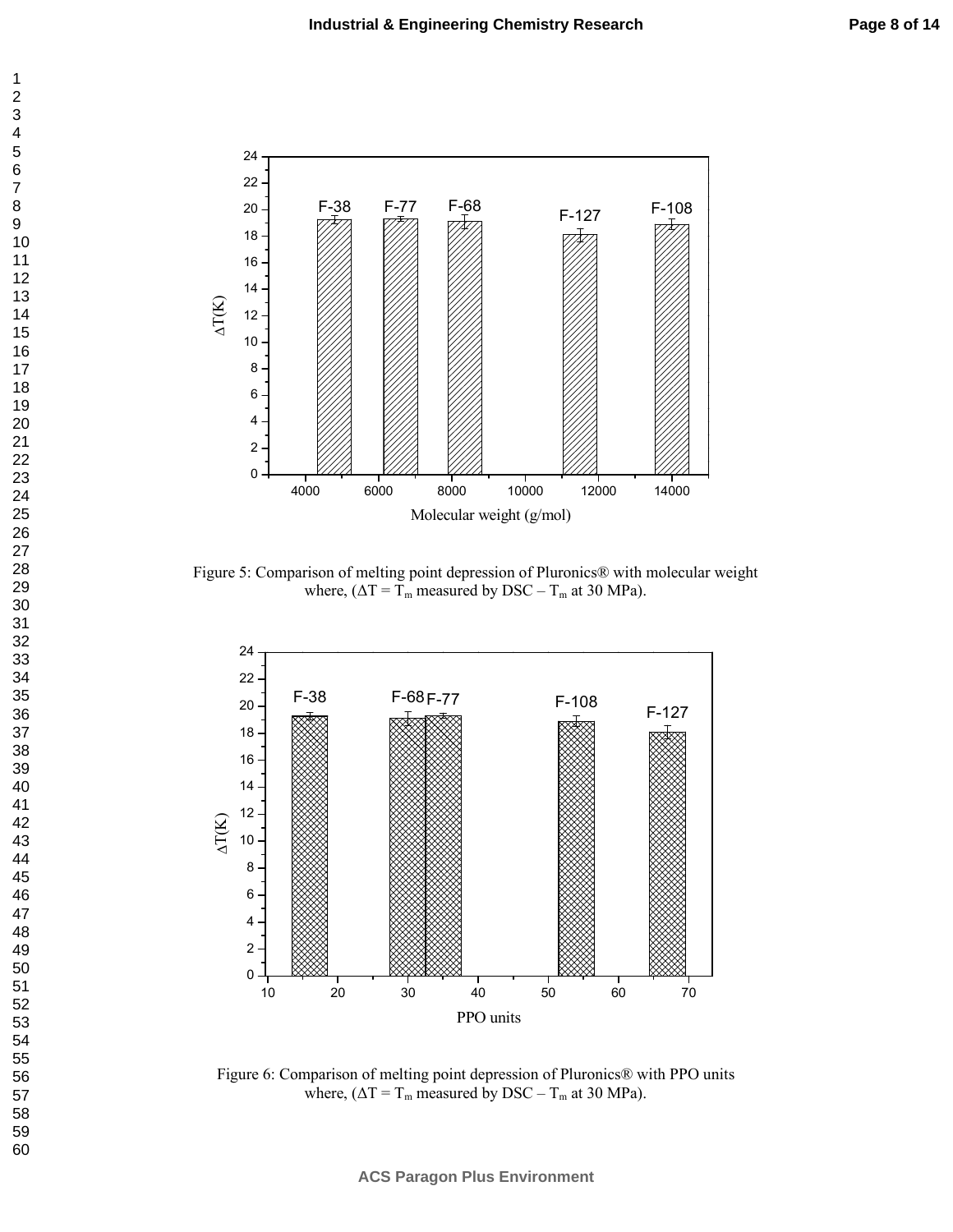Figure 5: Comparison of melting point depression of Pluronics® with molecular weight where, ($\Delta T = T_m$ measured by DSC – $T_m$ at 30 MPa).

Figure 6: Comparison of melting point depression of Pluronics® with PPO units where, ($\Delta T = T_m$ measured by DSC – $T_m$ at 30 MPa).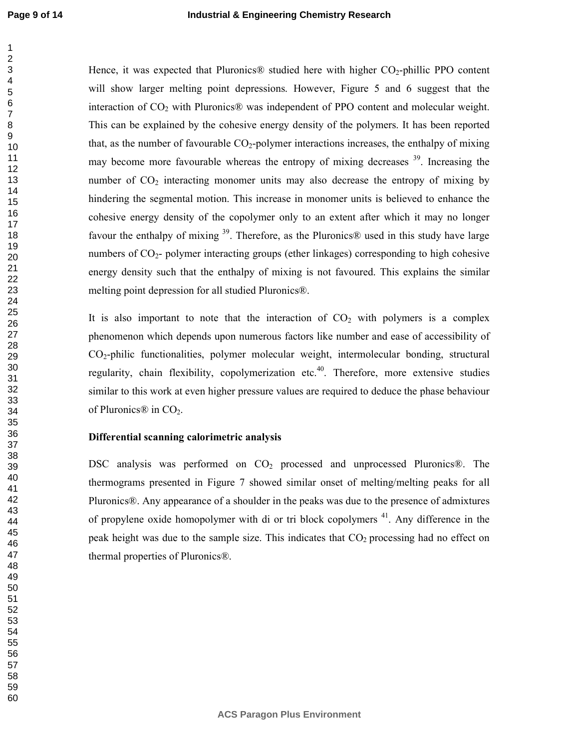Hence, it was expected that Pluronics® studied here with higher $CO_2$-phillic PPO content will show larger melting point depressions. However, Figure 5 and 6 suggest that the interaction of $CO_2$ with Pluronics® was independent of PPO content and molecular weight. This can be explained by the cohesive energy density of the polymers. It has been reported that, as the number of favourable $CO_2$-polymer interactions increases, the enthalpy of mixing may become more favourable whereas the entropy of mixing decreases [39]. Increasing the number of $CO_2$ interacting monomer units may also decrease the entropy of mixing by hindering the segmental motion. This increase in monomer units is believed to enhance the cohesive energy density of the copolymer only to an extent after which it may no longer favour the enthalpy of mixing [39]. Therefore, as the Pluronics® used in this study have large numbers of $CO_2$- polymer interacting groups (ether linkages) corresponding to high cohesive energy density such that the enthalpy of mixing is not favoured. This explains the similar melting point depression for all studied Pluronics®.

It is also important to note that the interaction of $CO_2$ with polymers is a complex phenomenon which depends upon numerous factors like number and ease of accessibility of $CO_2$-philic functionalities, polymer molecular weight, intermolecular bonding, structural regularity, chain flexibility, copolymerization etc.[40]. Therefore, more extensive studies similar to this work at even higher pressure values are required to deduce the phase behaviour of Pluronics® in $CO_2$.

**Differential scanning calorimetric analysis**

DSC analysis was performed on $CO_2$ processed and unprocessed Pluronics®. The thermograms presented in Figure 7 showed similar onset of melting/melting peaks for all Pluronics®. Any appearance of a shoulder in the peaks was due to the presence of admixtures of propylene oxide homopolymer with di or tri block copolymers [41]. Any difference in the peak height was due to the sample size. This indicates that $CO_2$ processing had no effect on thermal properties of Pluronics®.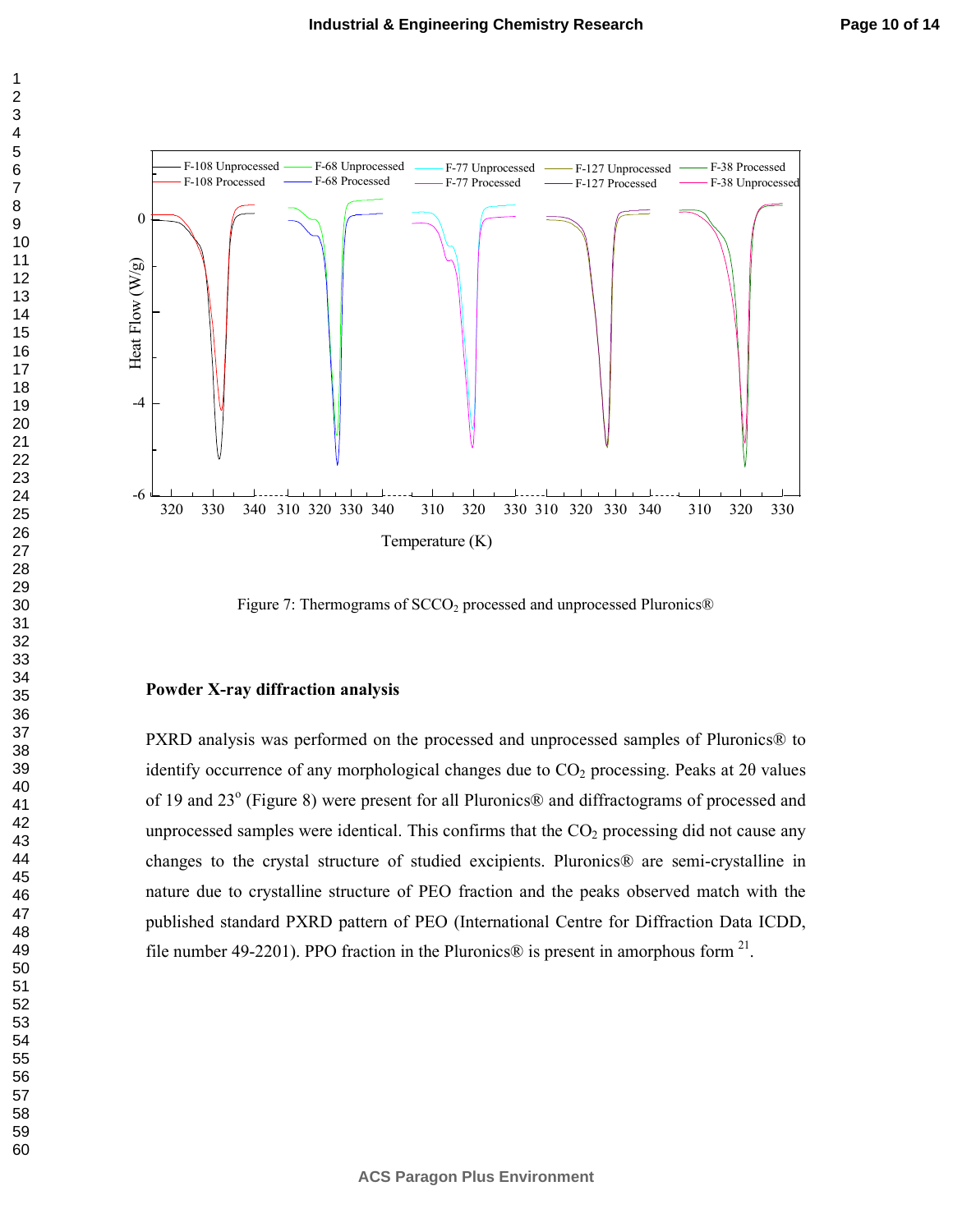Figure 7: Thermograms of $SCCO_2$ processed and unprocessed Pluronics®

**Powder X-ray diffraction analysis**

PXRD analysis was performed on the processed and unprocessed samples of Pluronics® to identify occurrence of any morphological changes due to $CO_2$ processing. Peaks at 2θ values of 19 and 23° (Figure 8) were present for all Pluronics® and diffractograms of processed and unprocessed samples were identical. This confirms that the $CO_2$ processing did not cause any changes to the crystal structure of studied excipients. Pluronics® are semi-crystalline in nature due to crystalline structure of PEO fraction and the peaks observed match with the published standard PXRD pattern of PEO (International Centre for Diffraction Data ICDD, file number 49-2201). PPO fraction in the Pluronics® is present in amorphous form [21].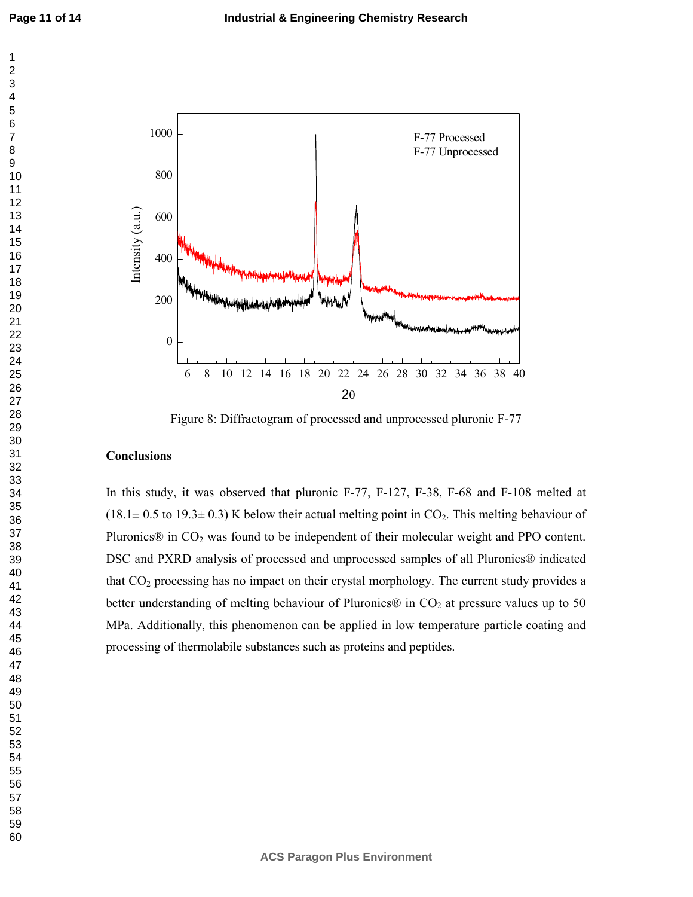Figure 8: Diffractogram of processed and unprocessed pluronic F-77

## Conclusions

In this study, it was observed that pluronic F-77, F-127, F-38, F-68 and F-108 melted at (18.1± 0.5 to 19.3± 0.3) K below their actual melting point in $CO_2$. This melting behaviour of Pluronics® in $CO_2$ was found to be independent of their molecular weight and PPO content. DSC and PXRD analysis of processed and unprocessed samples of all Pluronics® indicated that $CO_2$ processing has no impact on their crystal morphology. The current study provides a better understanding of melting behaviour of Pluronics® in $CO_2$ at pressure values up to 50 MPa. Additionally, this phenomenon can be applied in low temperature particle coating and processing of thermolabile substances such as proteins and peptides.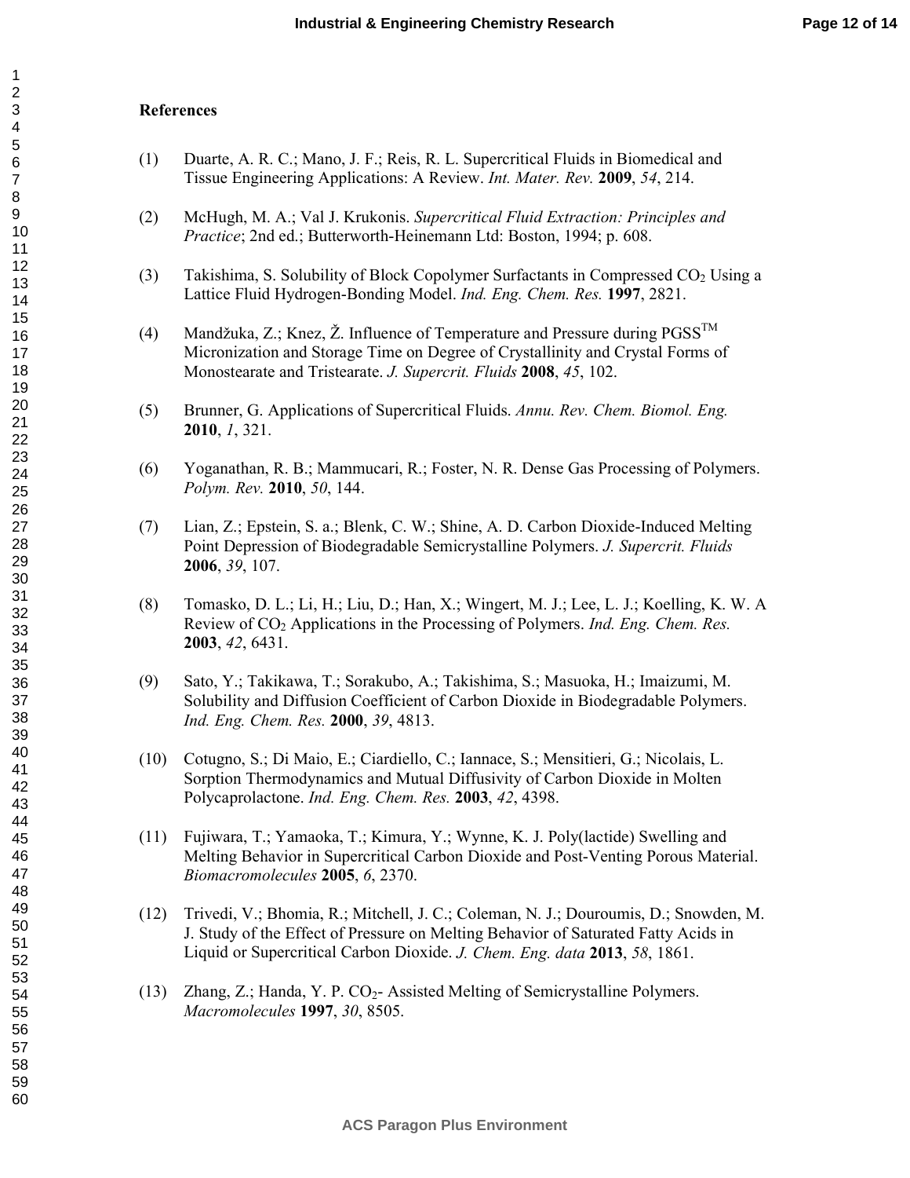## References

(1) Duarte, A. R. C.; Mano, J. F.; Reis, R. L. Supercritical Fluids in Biomedical and Tissue Engineering Applications: A Review. *Int. Mater. Rev.* **2009**, *54*, 214.

(2) McHugh, M. A.; Val J. Krukonis. *Supercritical Fluid Extraction: Principles and Practice*; 2nd ed.; Butterworth-Heinemann Ltd: Boston, 1994; p. 608.

(3) Takishima, S. Solubility of Block Copolymer Surfactants in Compressed $CO_2$ Using a Lattice Fluid Hydrogen-Bonding Model. *Ind. Eng. Chem. Res.* **1997**, 2821.

(4) Mandžuka, Z.; Knez, Ž. Influence of Temperature and Pressure during PGSS$^{TM}$ Micronization and Storage Time on Degree of Crystallinity and Crystal Forms of Monostearate and Tristearate. *J. Supercrit. Fluids* **2008**, *45*, 102.

(5) Brunner, G. Applications of Supercritical Fluids. *Annu. Rev. Chem. Biomol. Eng.* **2010**, *1*, 321.

(6) Yoganathan, R. B.; Mammucari, R.; Foster, N. R. Dense Gas Processing of Polymers. *Polym. Rev.* **2010**, *50*, 144.

(7) Lian, Z.; Epstein, S. a.; Blenk, C. W.; Shine, A. D. Carbon Dioxide-Induced Melting Point Depression of Biodegradable Semicrystalline Polymers. *J. Supercrit. Fluids* **2006**, *39*, 107.

(8) Tomasko, D. L.; Li, H.; Liu, D.; Han, X.; Wingert, M. J.; Lee, L. J.; Koelling, K. W. A Review of $CO_2$ Applications in the Processing of Polymers. *Ind. Eng. Chem. Res.* **2003**, *42*, 6431.

(9) Sato, Y.; Takikawa, T.; Sorakubo, A.; Takishima, S.; Masuoka, H.; Imaizumi, M. Solubility and Diffusion Coefficient of Carbon Dioxide in Biodegradable Polymers. *Ind. Eng. Chem. Res.* **2000**, *39*, 4813.

(10) Cotugno, S.; Di Maio, E.; Ciardiello, C.; Iannace, S.; Mensitieri, G.; Nicolais, L. Sorption Thermodynamics and Mutual Diffusivity of Carbon Dioxide in Molten Polycaprolactone. *Ind. Eng. Chem. Res.* **2003**, *42*, 4398.

(11) Fujiwara, T.; Yamaoka, T.; Kimura, Y.; Wynne, K. J. Poly(lactide) Swelling and Melting Behavior in Supercritical Carbon Dioxide and Post-Venting Porous Material. *Biomacromolecules* **2005**, *6*, 2370.

(12) Trivedi, V.; Bhomia, R.; Mitchell, J. C.; Coleman, N. J.; Douroumis, D.; Snowden, M. J. Study of the Effect of Pressure on Melting Behavior of Saturated Fatty Acids in Liquid or Supercritical Carbon Dioxide. *J. Chem. Eng. data* **2013**, *58*, 1861.

(13) Zhang, Z.; Handa, Y. P. $CO_2$- Assisted Melting of Semicrystalline Polymers. *Macromolecules* **1997**, *30*, 8505.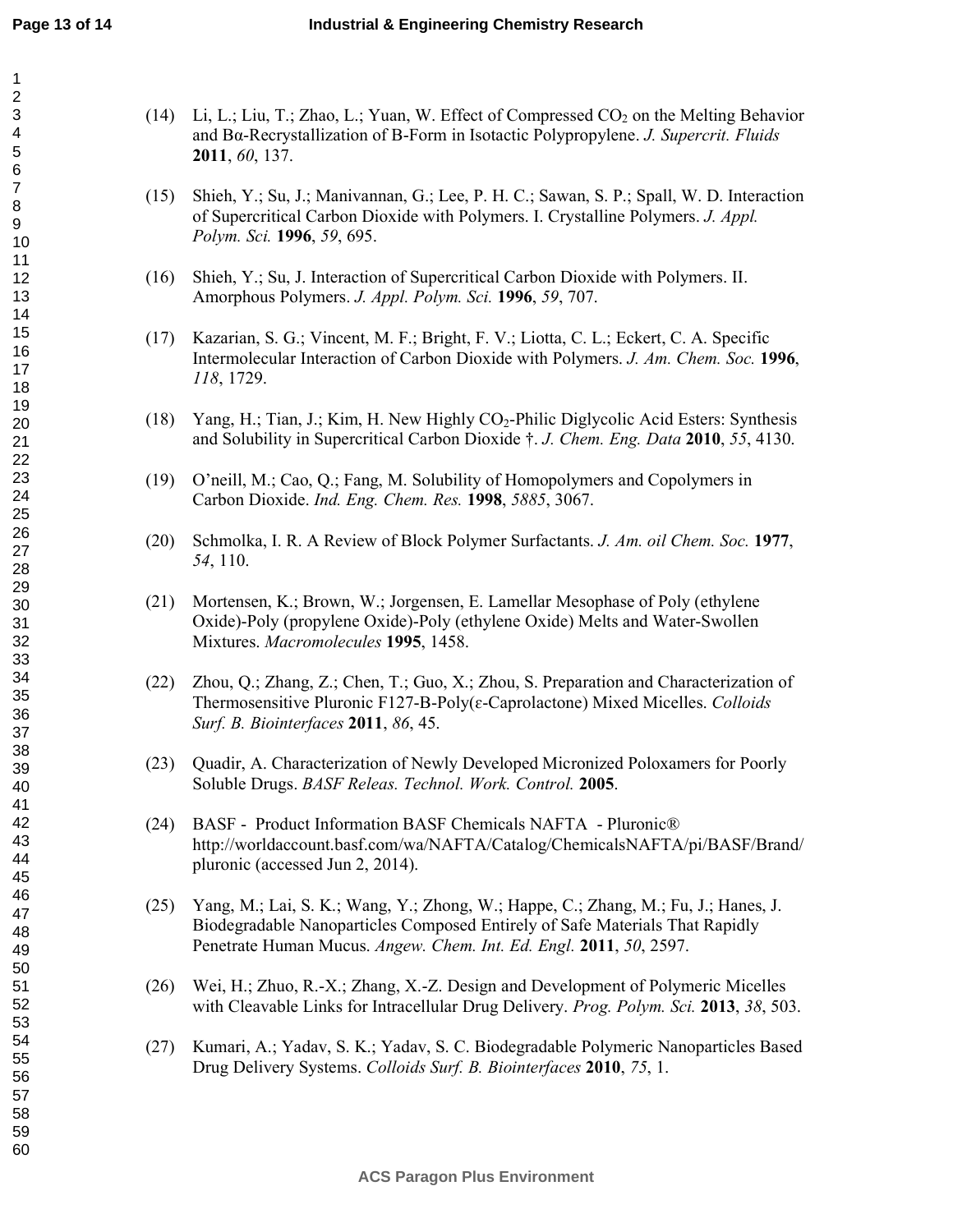(14) Li, L.; Liu, T.; Zhao, L.; Yuan, W. Effect of Compressed $CO_2$ on the Melting Behavior and Bα-Recrystallization of Β-Form in Isotactic Polypropylene. *J. Supercrit. Fluids* **2011**, *60*, 137.

(15) Shieh, Y.; Su, J.; Manivannan, G.; Lee, P. H. C.; Sawan, S. P.; Spall, W. D. Interaction of Supercritical Carbon Dioxide with Polymers. I. Crystalline Polymers. *J. Appl. Polym. Sci.* **1996**, *59*, 695.

(16) Shieh, Y.; Su, J. Interaction of Supercritical Carbon Dioxide with Polymers. II. Amorphous Polymers. *J. Appl. Polym. Sci.* **1996**, *59*, 707.

(17) Kazarian, S. G.; Vincent, M. F.; Bright, F. V.; Liotta, C. L.; Eckert, C. A. Specific Intermolecular Interaction of Carbon Dioxide with Polymers. *J. Am. Chem. Soc.* **1996**, *118*, 1729.

(18) Yang, H.; Tian, J.; Kim, H. New Highly $CO_2$-Philic Diglycolic Acid Esters: Synthesis and Solubility in Supercritical Carbon Dioxide †. *J. Chem. Eng. Data* **2010**, *55*, 4130.

(19) O'neill, M.; Cao, Q.; Fang, M. Solubility of Homopolymers and Copolymers in Carbon Dioxide. *Ind. Eng. Chem. Res.* **1998**, *5885*, 3067.

(20) Schmolka, I. R. A Review of Block Polymer Surfactants. *J. Am. oil Chem. Soc.* **1977**, *54*, 110.

(21) Mortensen, K.; Brown, W.; Jorgensen, E. Lamellar Mesophase of Poly (ethylene Oxide)-Poly (propylene Oxide)-Poly (ethylene Oxide) Melts and Water-Swollen Mixtures. *Macromolecules* **1995**, 1458.

(22) Zhou, Q.; Zhang, Z.; Chen, T.; Guo, X.; Zhou, S. Preparation and Characterization of Thermosensitive Pluronic F127-B-Poly(ε-Caprolactone) Mixed Micelles. *Colloids Surf. B. Biointerfaces* **2011**, *86*, 45.

(23) Quadir, A. Characterization of Newly Developed Micronized Poloxamers for Poorly Soluble Drugs. *BASF Releas. Technol. Work. Control.* **2005**.

(24) BASF - Product Information BASF Chemicals NAFTA - Pluronic® http://worldaccount.basf.com/wa/NAFTA/Catalog/ChemicalsNAFTA/pi/BASF/Brand/pluronic (accessed Jun 2, 2014).

(25) Yang, M.; Lai, S. K.; Wang, Y.; Zhong, W.; Happe, C.; Zhang, M.; Fu, J.; Hanes, J. Biodegradable Nanoparticles Composed Entirely of Safe Materials That Rapidly Penetrate Human Mucus. *Angew. Chem. Int. Ed. Engl.* **2011**, *50*, 2597.

(26) Wei, H.; Zhuo, R.-X.; Zhang, X.-Z. Design and Development of Polymeric Micelles with Cleavable Links for Intracellular Drug Delivery. *Prog. Polym. Sci.* **2013**, *38*, 503.

(27) Kumari, A.; Yadav, S. K.; Yadav, S. C. Biodegradable Polymeric Nanoparticles Based Drug Delivery Systems. *Colloids Surf. B. Biointerfaces* **2010**, *75*, 1.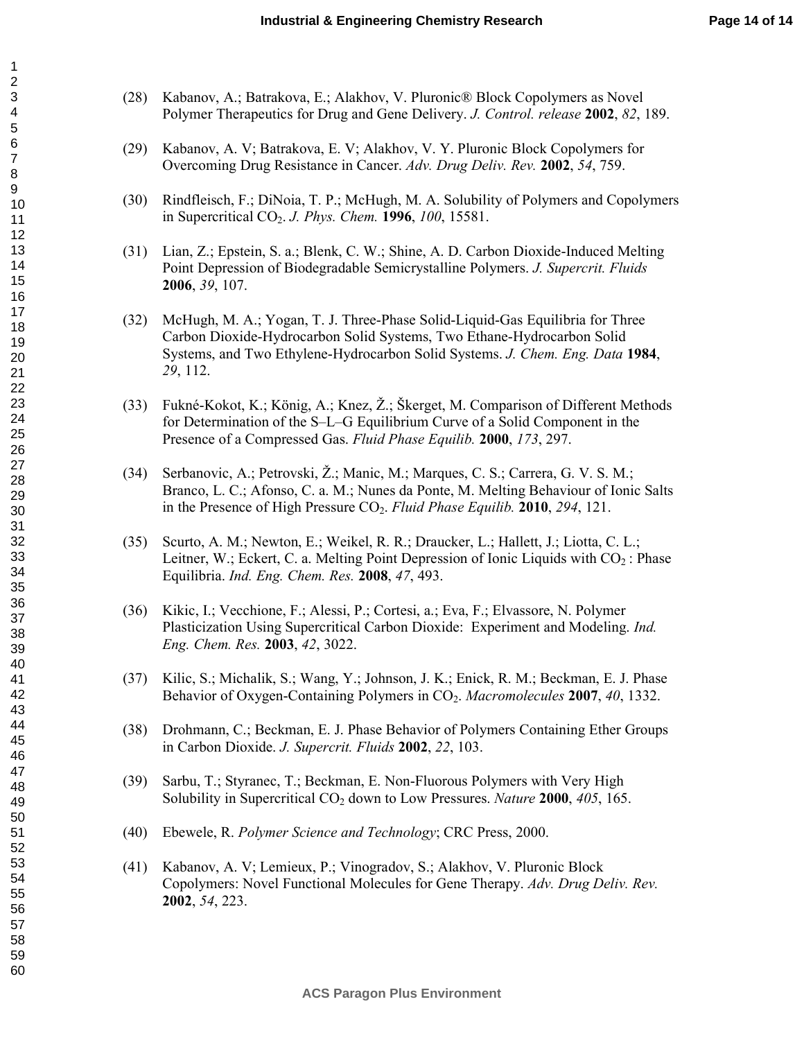(28) Kabanov, A.; Batrakova, E.; Alakhov, V. Pluronic® Block Copolymers as Novel Polymer Therapeutics for Drug and Gene Delivery. *J. Control. release* **2002**, *82*, 189.

(29) Kabanov, A. V; Batrakova, E. V; Alakhov, V. Y. Pluronic Block Copolymers for Overcoming Drug Resistance in Cancer. *Adv. Drug Deliv. Rev.* **2002**, *54*, 759.

(30) Rindfleisch, F.; DiNoia, T. P.; McHugh, M. A. Solubility of Polymers and Copolymers in Supercritical $CO_2$. *J. Phys. Chem.* **1996**, *100*, 15581.

(31) Lian, Z.; Epstein, S. a.; Blenk, C. W.; Shine, A. D. Carbon Dioxide-Induced Melting Point Depression of Biodegradable Semicrystalline Polymers. *J. Supercrit. Fluids* **2006**, *39*, 107.

(32) McHugh, M. A.; Yogan, T. J. Three-Phase Solid-Liquid-Gas Equilibria for Three Carbon Dioxide-Hydrocarbon Solid Systems, Two Ethane-Hydrocarbon Solid Systems, and Two Ethylene-Hydrocarbon Solid Systems. *J. Chem. Eng. Data* **1984**, *29*, 112.

(33) Fukné-Kokot, K.; König, A.; Knez, Ž.; Škerget, M. Comparison of Different Methods for Determination of the S–L–G Equilibrium Curve of a Solid Component in the Presence of a Compressed Gas. *Fluid Phase Equilib.* **2000**, *173*, 297.

(34) Serbanovic, A.; Petrovski, Ž.; Manic, M.; Marques, C. S.; Carrera, G. V. S. M.; Branco, L. C.; Afonso, C. a. M.; Nunes da Ponte, M. Melting Behaviour of Ionic Salts in the Presence of High Pressure $CO_2$. *Fluid Phase Equilib.* **2010**, *294*, 121.

(35) Scurto, A. M.; Newton, E.; Weikel, R. R.; Draucker, L.; Hallett, J.; Liotta, C. L.; Leitner, W.; Eckert, C. a. Melting Point Depression of Ionic Liquids with $CO_2$ : Phase Equilibria. *Ind. Eng. Chem. Res.* **2008**, *47*, 493.

(36) Kikic, I.; Vecchione, F.; Alessi, P.; Cortesi, a.; Eva, F.; Elvassore, N. Polymer Plasticization Using Supercritical Carbon Dioxide: Experiment and Modeling. *Ind. Eng. Chem. Res.* **2003**, *42*, 3022.

(37) Kilic, S.; Michalik, S.; Wang, Y.; Johnson, J. K.; Enick, R. M.; Beckman, E. J. Phase Behavior of Oxygen-Containing Polymers in $CO_2$. *Macromolecules* **2007**, *40*, 1332.

(38) Drohmann, C.; Beckman, E. J. Phase Behavior of Polymers Containing Ether Groups in Carbon Dioxide. *J. Supercrit. Fluids* **2002**, *22*, 103.

(39) Sarbu, T.; Styranec, T.; Beckman, E. Non-Fluorous Polymers with Very High Solubility in Supercritical $CO_2$ down to Low Pressures. *Nature* **2000**, *405*, 165.

(40) Ebewele, R. *Polymer Science and Technology*; CRC Press, 2000.

(41) Kabanov, A. V; Lemieux, P.; Vinogradov, S.; Alakhov, V. Pluronic Block Copolymers: Novel Functional Molecules for Gene Therapy. *Adv. Drug Deliv. Rev.* **2002**, *54*, 223.